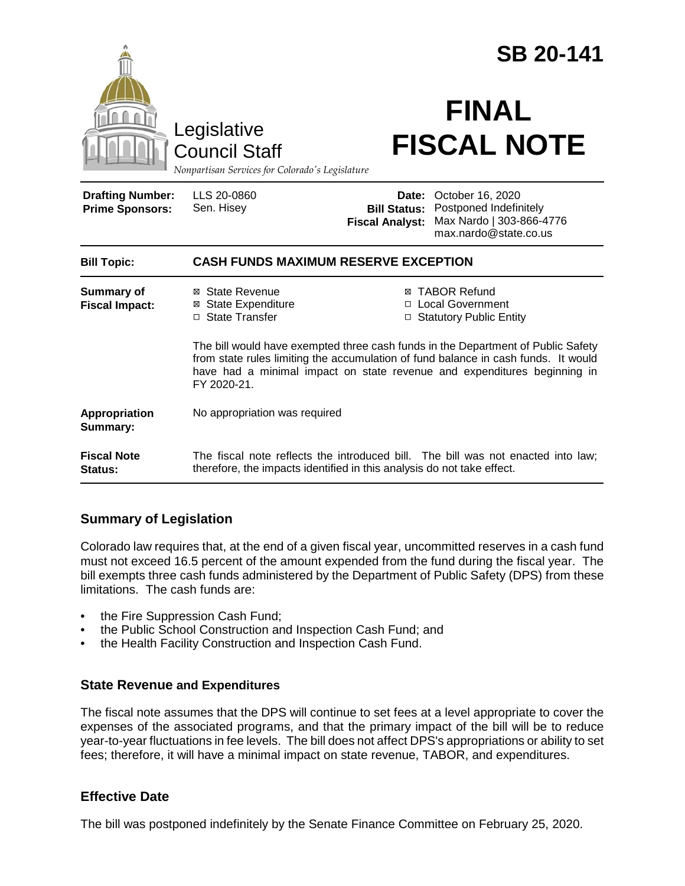# SB 20-141

Legislative Council Staff

*Nonpartisan Services for Colorado's Legislature*

# FINAL FISCAL NOTE

| | | | |
|---|---|---|---|
| **Drafting Number:** | LLS 20-0860 | **Date:** | October 16, 2020 |
| **Prime Sponsors:** | Sen. Hisey | **Bill Status:** | Postponed Indefinitely |
| | | **Fiscal Analyst:** | Max Nardo \| 303-866-4776 max.nardo@state.co.us |

| | |
|---|---|
| **Bill Topic:** | **CASH FUNDS MAXIMUM RESERVE EXCEPTION** |
| **Summary of Fiscal Impact:** | ☒ State Revenue ☒ State Expenditure ☐ State Transfer ☒ TABOR Refund ☐ Local Government ☐ Statutory Public Entity<br><br>The bill would have exempted three cash funds in the Department of Public Safety from state rules limiting the accumulation of fund balance in cash funds. It would have had a minimal impact on state revenue and expenditures beginning in FY 2020-21. |
| **Appropriation Summary:** | No appropriation was required |
| **Fiscal Note Status:** | The fiscal note reflects the introduced bill. The bill was not enacted into law; therefore, the impacts identified in this analysis do not take effect. |

## Summary of Legislation

Colorado law requires that, at the end of a given fiscal year, uncommitted reserves in a cash fund must not exceed 16.5 percent of the amount expended from the fund during the fiscal year. The bill exempts three cash funds administered by the Department of Public Safety (DPS) from these limitations. The cash funds are:

- the Fire Suppression Cash Fund;
- the Public School Construction and Inspection Cash Fund; and
- the Health Facility Construction and Inspection Cash Fund.

## State Revenue and Expenditures

The fiscal note assumes that the DPS will continue to set fees at a level appropriate to cover the expenses of the associated programs, and that the primary impact of the bill will be to reduce year-to-year fluctuations in fee levels. The bill does not affect DPS's appropriations or ability to set fees; therefore, it will have a minimal impact on state revenue, TABOR, and expenditures.

## Effective Date

The bill was postponed indefinitely by the Senate Finance Committee on February 25, 2020.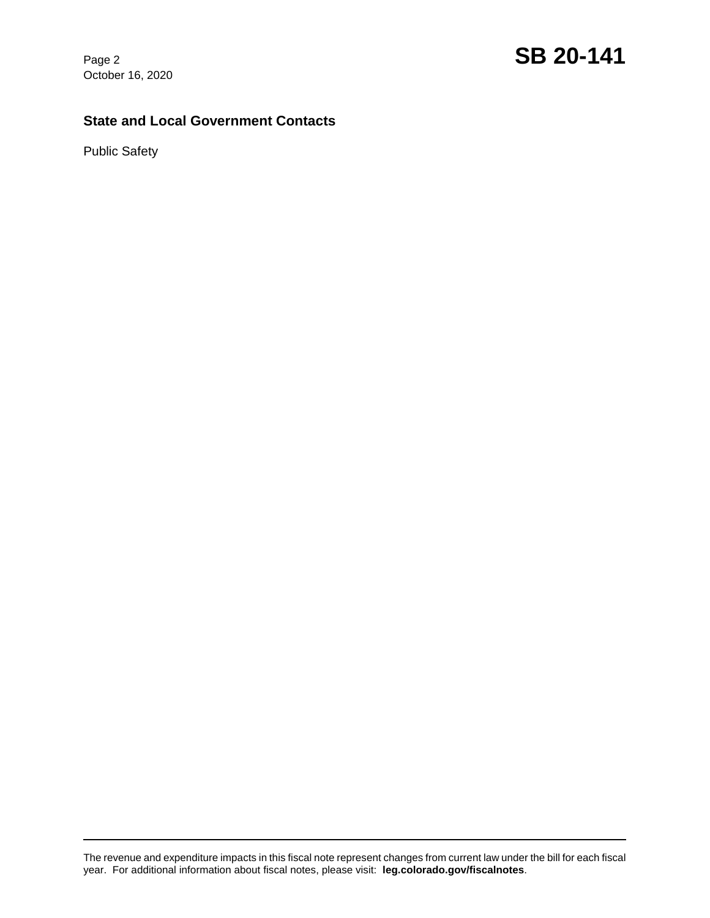## State and Local Government Contacts

Public Safety

The revenue and expenditure impacts in this fiscal note represent changes from current law under the bill for each fiscal year. For additional information about fiscal notes, please visit: **leg.colorado.gov/fiscalnotes**.